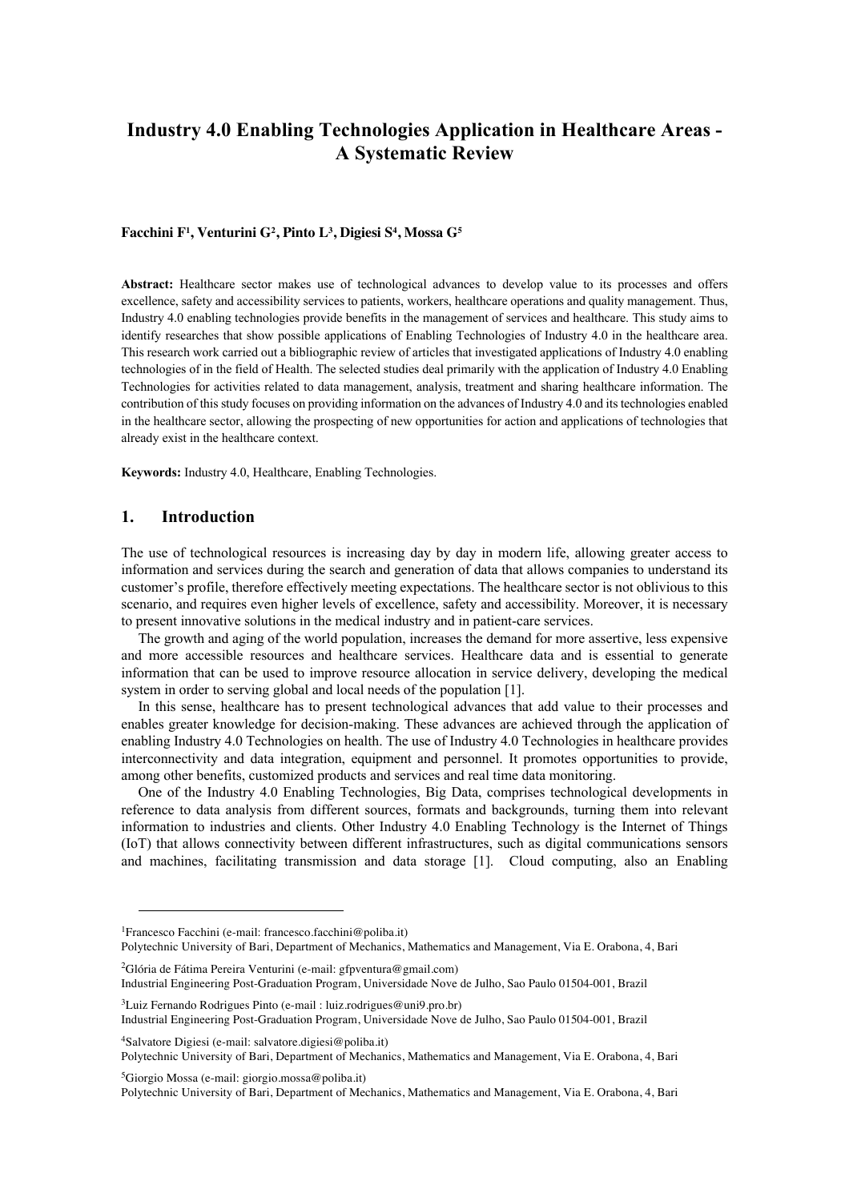# Industry 4.0 Enabling Technologies Application in Healthcare Areas - A Systematic Review

**Facchini F[1], Venturini G[2], Pinto L[3], Digiesi S[4], Mossa G[5]**

**Abstract:** Healthcare sector makes use of technological advances to develop value to its processes and offers excellence, safety and accessibility services to patients, workers, healthcare operations and quality management. Thus, Industry 4.0 enabling technologies provide benefits in the management of services and healthcare. This study aims to identify researches that show possible applications of Enabling Technologies of Industry 4.0 in the healthcare area. This research work carried out a bibliographic review of articles that investigated applications of Industry 4.0 enabling technologies of in the field of Health. The selected studies deal primarily with the application of Industry 4.0 Enabling Technologies for activities related to data management, analysis, treatment and sharing healthcare information. The contribution of this study focuses on providing information on the advances of Industry 4.0 and its technologies enabled in the healthcare sector, allowing the prospecting of new opportunities for action and applications of technologies that already exist in the healthcare context.

**Keywords:** Industry 4.0, Healthcare, Enabling Technologies.

## 1. Introduction

The use of technological resources is increasing day by day in modern life, allowing greater access to information and services during the search and generation of data that allows companies to understand its customer's profile, therefore effectively meeting expectations. The healthcare sector is not oblivious to this scenario, and requires even higher levels of excellence, safety and accessibility. Moreover, it is necessary to present innovative solutions in the medical industry and in patient-care services.

The growth and aging of the world population, increases the demand for more assertive, less expensive and more accessible resources and healthcare services. Healthcare data and is essential to generate information that can be used to improve resource allocation in service delivery, developing the medical system in order to serving global and local needs of the population [1].

In this sense, healthcare has to present technological advances that add value to their processes and enables greater knowledge for decision-making. These advances are achieved through the application of enabling Industry 4.0 Technologies on health. The use of Industry 4.0 Technologies in healthcare provides interconnectivity and data integration, equipment and personnel. It promotes opportunities to provide, among other benefits, customized products and services and real time data monitoring.

One of the Industry 4.0 Enabling Technologies, Big Data, comprises technological developments in reference to data analysis from different sources, formats and backgrounds, turning them into relevant information to industries and clients. Other Industry 4.0 Enabling Technology is the Internet of Things (IoT) that allows connectivity between different infrastructures, such as digital communications sensors and machines, facilitating transmission and data storage [1]. Cloud computing, also an Enabling

---

[1]Francesco Facchini (e-mail: francesco.facchini@poliba.it)
Polytechnic University of Bari, Department of Mechanics, Mathematics and Management, Via E. Orabona, 4, Bari

[2]Glória de Fátima Pereira Venturini (e-mail: gfpventura@gmail.com)
Industrial Engineering Post-Graduation Program, Universidade Nove de Julho, Sao Paulo 01504-001, Brazil

[3]Luiz Fernando Rodrigues Pinto (e-mail : luiz.rodrigues@uni9.pro.br)
Industrial Engineering Post-Graduation Program, Universidade Nove de Julho, Sao Paulo 01504-001, Brazil

[4]Salvatore Digiesi (e-mail: salvatore.digiesi@poliba.it)
Polytechnic University of Bari, Department of Mechanics, Mathematics and Management, Via E. Orabona, 4, Bari

[5]Giorgio Mossa (e-mail: giorgio.mossa@poliba.it)
Polytechnic University of Bari, Department of Mechanics, Mathematics and Management, Via E. Orabona, 4, Bari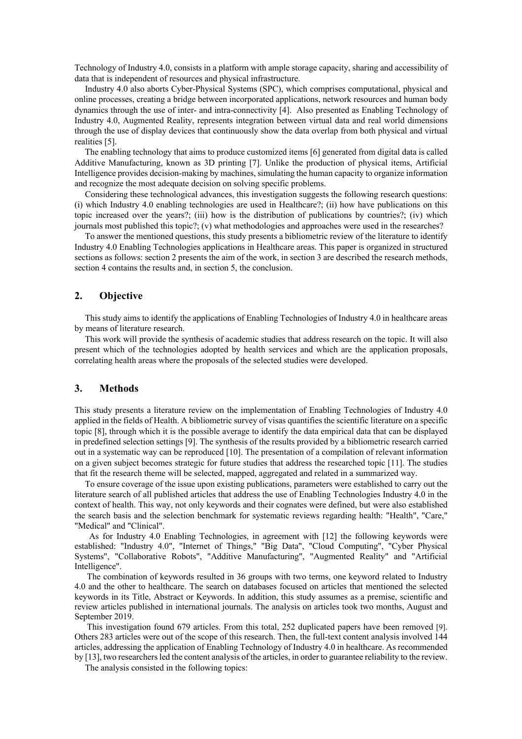Technology of Industry 4.0, consists in a platform with ample storage capacity, sharing and accessibility of data that is independent of resources and physical infrastructure.

Industry 4.0 also aborts Cyber-Physical Systems (SPC), which comprises computational, physical and online processes, creating a bridge between incorporated applications, network resources and human body dynamics through the use of inter- and intra-connectivity [4]. Also presented as Enabling Technology of Industry 4.0, Augmented Reality, represents integration between virtual data and real world dimensions through the use of display devices that continuously show the data overlap from both physical and virtual realities [5].

The enabling technology that aims to produce customized items [6] generated from digital data is called Additive Manufacturing, known as 3D printing [7]. Unlike the production of physical items, Artificial Intelligence provides decision-making by machines, simulating the human capacity to organize information and recognize the most adequate decision on solving specific problems.

Considering these technological advances, this investigation suggests the following research questions: (i) which Industry 4.0 enabling technologies are used in Healthcare?; (ii) how have publications on this topic increased over the years?; (iii) how is the distribution of publications by countries?; (iv) which journals most published this topic?; (v) what methodologies and approaches were used in the researches?

To answer the mentioned questions, this study presents a bibliometric review of the literature to identify Industry 4.0 Enabling Technologies applications in Healthcare areas. This paper is organized in structured sections as follows: section 2 presents the aim of the work, in section 3 are described the research methods, section 4 contains the results and, in section 5, the conclusion.

## 2. Objective

This study aims to identify the applications of Enabling Technologies of Industry 4.0 in healthcare areas by means of literature research.

This work will provide the synthesis of academic studies that address research on the topic. It will also present which of the technologies adopted by health services and which are the application proposals, correlating health areas where the proposals of the selected studies were developed.

## 3. Methods

This study presents a literature review on the implementation of Enabling Technologies of Industry 4.0 applied in the fields of Health. A bibliometric survey of visas quantifies the scientific literature on a specific topic [8], through which it is the possible average to identify the data empirical data that can be displayed in predefined selection settings [9]. The synthesis of the results provided by a bibliometric research carried out in a systematic way can be reproduced [10]. The presentation of a compilation of relevant information on a given subject becomes strategic for future studies that address the researched topic [11]. The studies that fit the research theme will be selected, mapped, aggregated and related in a summarized way.

To ensure coverage of the issue upon existing publications, parameters were established to carry out the literature search of all published articles that address the use of Enabling Technologies Industry 4.0 in the context of health. This way, not only keywords and their cognates were defined, but were also established the search basis and the selection benchmark for systematic reviews regarding health: "Health", "Care," "Medical" and "Clinical".

As for Industry 4.0 Enabling Technologies, in agreement with [12] the following keywords were established: "Industry 4.0", "Internet of Things," "Big Data", "Cloud Computing", "Cyber Physical Systems", "Collaborative Robots", "Additive Manufacturing", "Augmented Reality" and "Artificial Intelligence".

The combination of keywords resulted in 36 groups with two terms, one keyword related to Industry 4.0 and the other to healthcare. The search on databases focused on articles that mentioned the selected keywords in its Title, Abstract or Keywords. In addition, this study assumes as a premise, scientific and review articles published in international journals. The analysis on articles took two months, August and September 2019.

This investigation found 679 articles. From this total, 252 duplicated papers have been removed [9]. Others 283 articles were out of the scope of this research. Then, the full-text content analysis involved 144 articles, addressing the application of Enabling Technology of Industry 4.0 in healthcare. As recommended by [13], two researchers led the content analysis of the articles, in order to guarantee reliability to the review.

The analysis consisted in the following topics: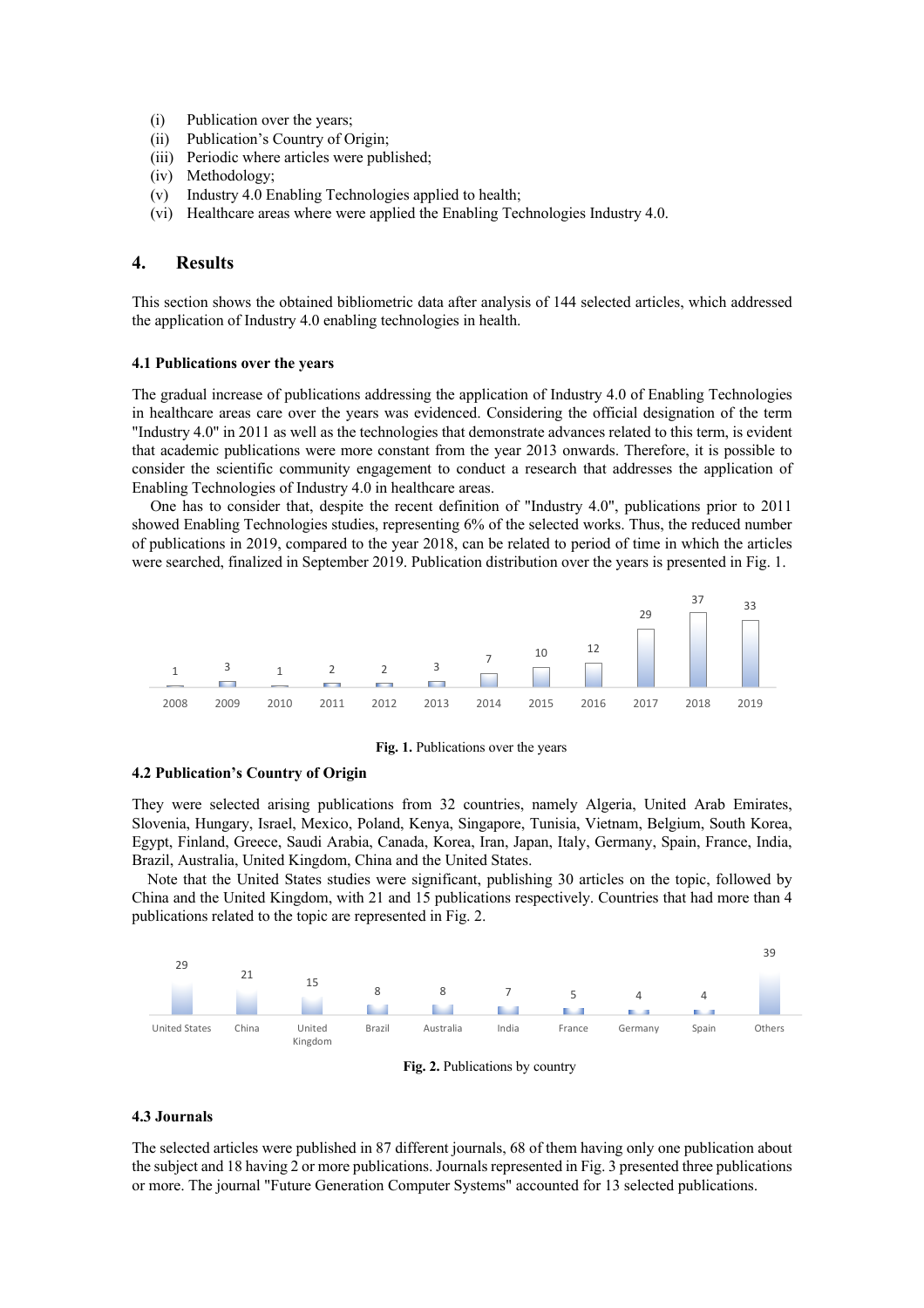(i) Publication over the years;
(ii) Publication's Country of Origin;
(iii) Periodic where articles were published;
(iv) Methodology;
(v) Industry 4.0 Enabling Technologies applied to health;
(vi) Healthcare areas where were applied the Enabling Technologies Industry 4.0.

## 4. Results

This section shows the obtained bibliometric data after analysis of 144 selected articles, which addressed the application of Industry 4.0 enabling technologies in health.

### 4.1 Publications over the years

The gradual increase of publications addressing the application of Industry 4.0 of Enabling Technologies in healthcare areas care over the years was evidenced. Considering the official designation of the term "Industry 4.0" in 2011 as well as the technologies that demonstrate advances related to this term, is evident that academic publications were more constant from the year 2013 onwards. Therefore, it is possible to consider the scientific community engagement to conduct a research that addresses the application of Enabling Technologies of Industry 4.0 in healthcare areas.

One has to consider that, despite the recent definition of "Industry 4.0", publications prior to 2011 showed Enabling Technologies studies, representing 6% of the selected works. Thus, the reduced number of publications in 2019, compared to the year 2018, can be related to period of time in which the articles were searched, finalized in September 2019. Publication distribution over the years is presented in Fig. 1.

| 2008 | 2009 | 2010 | 2011 | 2012 | 2013 | 2014 | 2015 | 2016 | 2017 | 2018 | 2019 |
|---|---|---|---|---|---|---|---|---|---|---|---|
| 1 | 3 | 1 | 2 | 2 | 3 | 7 | 10 | 12 | 29 | 37 | 33 |

**Fig. 1.** Publications over the years

### 4.2 Publication's Country of Origin

They were selected arising publications from 32 countries, namely Algeria, United Arab Emirates, Slovenia, Hungary, Israel, Mexico, Poland, Kenya, Singapore, Tunisia, Vietnam, Belgium, South Korea, Egypt, Finland, Greece, Saudi Arabia, Canada, Korea, Iran, Japan, Italy, Germany, Spain, France, India, Brazil, Australia, United Kingdom, China and the United States.

Note that the United States studies were significant, publishing 30 articles on the topic, followed by China and the United Kingdom, with 21 and 15 publications respectively. Countries that had more than 4 publications related to the topic are represented in Fig. 2.

| United States | China | United Kingdom | Brazil | Australia | India | France | Germany | Spain | Others |
|---|---|---|---|---|---|---|---|---|---|
| 29 | 21 | 15 | 8 | 8 | 7 | 5 | 4 | 4 | 39 |

**Fig. 2.** Publications by country

### 4.3 Journals

The selected articles were published in 87 different journals, 68 of them having only one publication about the subject and 18 having 2 or more publications. Journals represented in Fig. 3 presented three publications or more. The journal "Future Generation Computer Systems" accounted for 13 selected publications.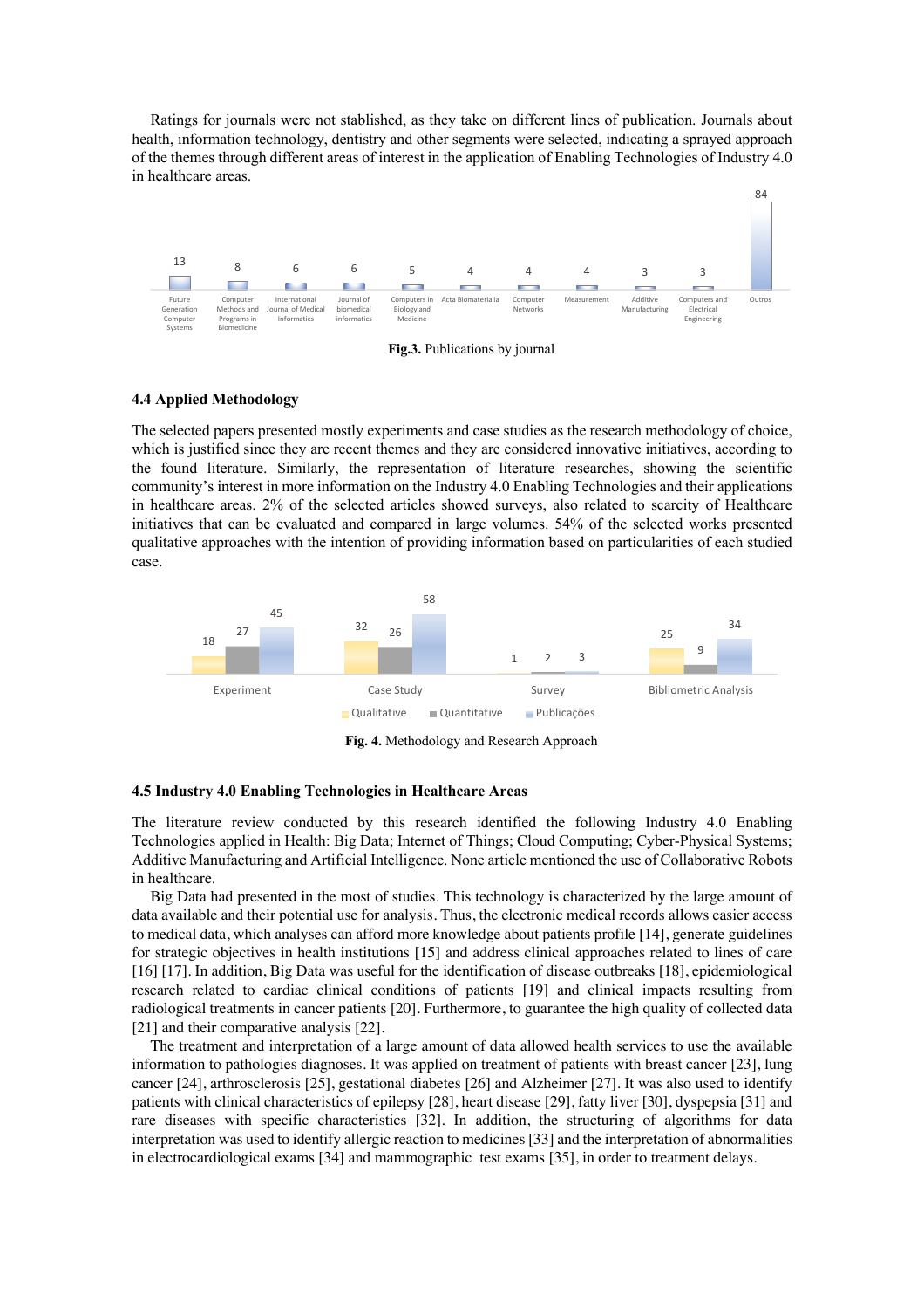Ratings for journals were not stablished, as they take on different lines of publication. Journals about health, information technology, dentistry and other segments were selected, indicating a sprayed approach of the themes through different areas of interest in the application of Enabling Technologies of Industry 4.0 in healthcare areas.

**Fig.3.** Publications by journal

### 4.4 Applied Methodology

The selected papers presented mostly experiments and case studies as the research methodology of choice, which is justified since they are recent themes and they are considered innovative initiatives, according to the found literature. Similarly, the representation of literature researches, showing the scientific community's interest in more information on the Industry 4.0 Enabling Technologies and their applications in healthcare areas. 2% of the selected articles showed surveys, also related to scarcity of Healthcare initiatives that can be evaluated and compared in large volumes. 54% of the selected works presented qualitative approaches with the intention of providing information based on particularities of each studied case.

**Fig. 4.** Methodology and Research Approach

### 4.5 Industry 4.0 Enabling Technologies in Healthcare Areas

The literature review conducted by this research identified the following Industry 4.0 Enabling Technologies applied in Health: Big Data; Internet of Things; Cloud Computing; Cyber-Physical Systems; Additive Manufacturing and Artificial Intelligence. None article mentioned the use of Collaborative Robots in healthcare.

Big Data had presented in the most of studies. This technology is characterized by the large amount of data available and their potential use for analysis. Thus, the electronic medical records allows easier access to medical data, which analyses can afford more knowledge about patients profile [14], generate guidelines for strategic objectives in health institutions [15] and address clinical approaches related to lines of care [16] [17]. In addition, Big Data was useful for the identification of disease outbreaks [18], epidemiological research related to cardiac clinical conditions of patients [19] and clinical impacts resulting from radiological treatments in cancer patients [20]. Furthermore, to guarantee the high quality of collected data [21] and their comparative analysis [22].

The treatment and interpretation of a large amount of data allowed health services to use the available information to pathologies diagnoses. It was applied on treatment of patients with breast cancer [23], lung cancer [24], arthrosclerosis [25], gestational diabetes [26] and Alzheimer [27]. It was also used to identify patients with clinical characteristics of epilepsy [28], heart disease [29], fatty liver [30], dyspepsia [31] and rare diseases with specific characteristics [32]. In addition, the structuring of algorithms for data interpretation was used to identify allergic reaction to medicines [33] and the interpretation of abnormalities in electrocardiological exams [34] and mammographic test exams [35], in order to treatment delays.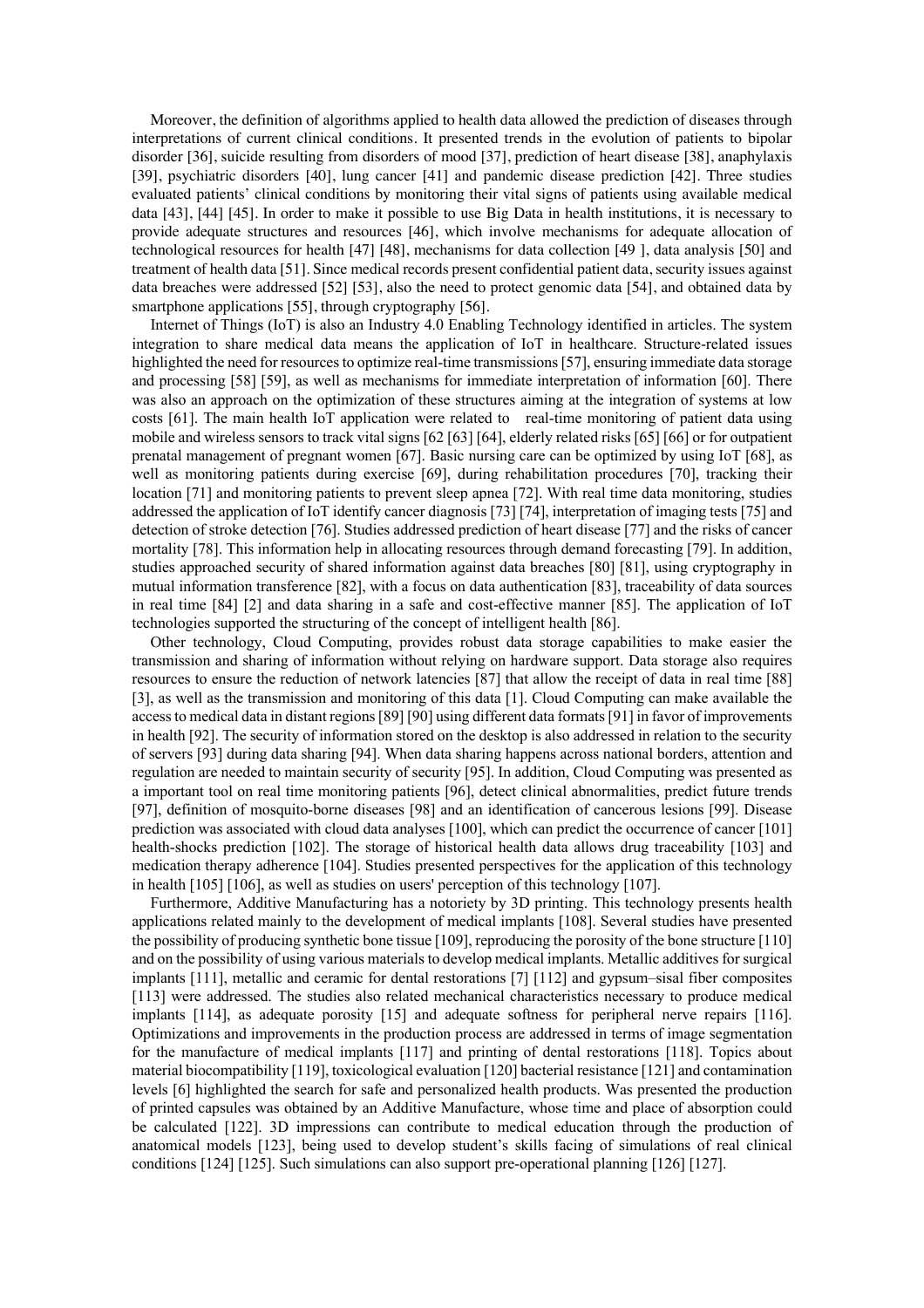Moreover, the definition of algorithms applied to health data allowed the prediction of diseases through interpretations of current clinical conditions. It presented trends in the evolution of patients to bipolar disorder [36], suicide resulting from disorders of mood [37], prediction of heart disease [38], anaphylaxis [39], psychiatric disorders [40], lung cancer [41] and pandemic disease prediction [42]. Three studies evaluated patients' clinical conditions by monitoring their vital signs of patients using available medical data [43], [44] [45]. In order to make it possible to use Big Data in health institutions, it is necessary to provide adequate structures and resources [46], which involve mechanisms for adequate allocation of technological resources for health [47] [48], mechanisms for data collection [49 ], data analysis [50] and treatment of health data [51]. Since medical records present confidential patient data, security issues against data breaches were addressed [52] [53], also the need to protect genomic data [54], and obtained data by smartphone applications [55], through cryptography [56].

Internet of Things (IoT) is also an Industry 4.0 Enabling Technology identified in articles. The system integration to share medical data means the application of IoT in healthcare. Structure-related issues highlighted the need for resources to optimize real-time transmissions [57], ensuring immediate data storage and processing [58] [59], as well as mechanisms for immediate interpretation of information [60]. There was also an approach on the optimization of these structures aiming at the integration of systems at low costs [61]. The main health IoT application were related to real-time monitoring of patient data using mobile and wireless sensors to track vital signs [62 [63] [64], elderly related risks [65] [66] or for outpatient prenatal management of pregnant women [67]. Basic nursing care can be optimized by using IoT [68], as well as monitoring patients during exercise [69], during rehabilitation procedures [70], tracking their location [71] and monitoring patients to prevent sleep apnea [72]. With real time data monitoring, studies addressed the application of IoT identify cancer diagnosis [73] [74], interpretation of imaging tests [75] and detection of stroke detection [76]. Studies addressed prediction of heart disease [77] and the risks of cancer mortality [78]. This information help in allocating resources through demand forecasting [79]. In addition, studies approached security of shared information against data breaches [80] [81], using cryptography in mutual information transference [82], with a focus on data authentication [83], traceability of data sources in real time [84] [2] and data sharing in a safe and cost-effective manner [85]. The application of IoT technologies supported the structuring of the concept of intelligent health [86].

Other technology, Cloud Computing, provides robust data storage capabilities to make easier the transmission and sharing of information without relying on hardware support. Data storage also requires resources to ensure the reduction of network latencies [87] that allow the receipt of data in real time [88] [3], as well as the transmission and monitoring of this data [1]. Cloud Computing can make available the access to medical data in distant regions [89] [90] using different data formats [91] in favor of improvements in health [92]. The security of information stored on the desktop is also addressed in relation to the security of servers [93] during data sharing [94]. When data sharing happens across national borders, attention and regulation are needed to maintain security of security [95]. In addition, Cloud Computing was presented as a important tool on real time monitoring patients [96], detect clinical abnormalities, predict future trends [97], definition of mosquito-borne diseases [98] and an identification of cancerous lesions [99]. Disease prediction was associated with cloud data analyses [100], which can predict the occurrence of cancer [101] health-shocks prediction [102]. The storage of historical health data allows drug traceability [103] and medication therapy adherence [104]. Studies presented perspectives for the application of this technology in health [105] [106], as well as studies on users' perception of this technology [107].

Furthermore, Additive Manufacturing has a notoriety by 3D printing. This technology presents health applications related mainly to the development of medical implants [108]. Several studies have presented the possibility of producing synthetic bone tissue [109], reproducing the porosity of the bone structure [110] and on the possibility of using various materials to develop medical implants. Metallic additives for surgical implants [111], metallic and ceramic for dental restorations [7] [112] and gypsum–sisal fiber composites [113] were addressed. The studies also related mechanical characteristics necessary to produce medical implants [114], as adequate porosity [15] and adequate softness for peripheral nerve repairs [116]. Optimizations and improvements in the production process are addressed in terms of image segmentation for the manufacture of medical implants [117] and printing of dental restorations [118]. Topics about material biocompatibility [119], toxicological evaluation [120] bacterial resistance [121] and contamination levels [6] highlighted the search for safe and personalized health products. Was presented the production of printed capsules was obtained by an Additive Manufacture, whose time and place of absorption could be calculated [122]. 3D impressions can contribute to medical education through the production of anatomical models [123], being used to develop student's skills facing of simulations of real clinical conditions [124] [125]. Such simulations can also support pre-operational planning [126] [127].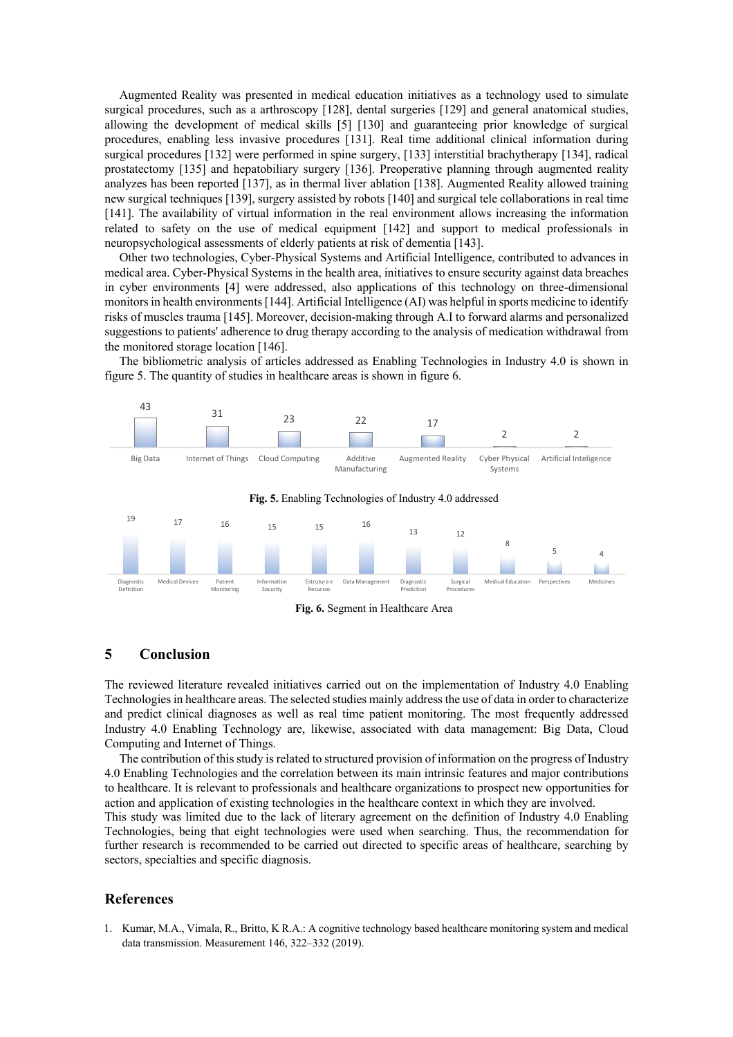Augmented Reality was presented in medical education initiatives as a technology used to simulate surgical procedures, such as a arthroscopy [128], dental surgeries [129] and general anatomical studies, allowing the development of medical skills [5] [130] and guaranteeing prior knowledge of surgical procedures, enabling less invasive procedures [131]. Real time additional clinical information during surgical procedures [132] were performed in spine surgery, [133] interstitial brachytherapy [134], radical prostatectomy [135] and hepatobiliary surgery [136]. Preoperative planning through augmented reality analyzes has been reported [137], as in thermal liver ablation [138]. Augmented Reality allowed training new surgical techniques [139], surgery assisted by robots [140] and surgical tele collaborations in real time [141]. The availability of virtual information in the real environment allows increasing the information related to safety on the use of medical equipment [142] and support to medical professionals in neuropsychological assessments of elderly patients at risk of dementia [143].

Other two technologies, Cyber-Physical Systems and Artificial Intelligence, contributed to advances in medical area. Cyber-Physical Systems in the health area, initiatives to ensure security against data breaches in cyber environments [4] were addressed, also applications of this technology on three-dimensional monitors in health environments [144]. Artificial Intelligence (AI) was helpful in sports medicine to identify risks of muscles trauma [145]. Moreover, decision-making through A.I to forward alarms and personalized suggestions to patients' adherence to drug therapy according to the analysis of medication withdrawal from the monitored storage location [146].

The bibliometric analysis of articles addressed as Enabling Technologies in Industry 4.0 is shown in figure 5. The quantity of studies in healthcare areas is shown in figure 6.

| Big Data | Internet of Things | Cloud Computing | Additive Manufacturing | Augmented Reality | Cyber Physical Systems | Artificial Inteligence |
|---|---|---|---|---|---|---|
| 43 | 31 | 23 | 22 | 17 | 2 | 2 |

**Fig. 5.** Enabling Technologies of Industry 4.0 addressed

| Diagnostic Definition | Medical Devices | Patient Monitoring | Information Security | Estrutura e Recursos | Data Management | Diagnostic Prediction | Surgical Procedures | Medical Education | Perspectives | Medicines |
|---|---|---|---|---|---|---|---|---|---|---|
| 19 | 17 | 16 | 15 | 15 | 16 | 13 | 12 | 8 | 5 | 4 |

**Fig. 6.** Segment in Healthcare Area

## 5 Conclusion

The reviewed literature revealed initiatives carried out on the implementation of Industry 4.0 Enabling Technologies in healthcare areas. The selected studies mainly address the use of data in order to characterize and predict clinical diagnoses as well as real time patient monitoring. The most frequently addressed Industry 4.0 Enabling Technology are, likewise, associated with data management: Big Data, Cloud Computing and Internet of Things.

The contribution of this study is related to structured provision of information on the progress of Industry 4.0 Enabling Technologies and the correlation between its main intrinsic features and major contributions to healthcare. It is relevant to professionals and healthcare organizations to prospect new opportunities for action and application of existing technologies in the healthcare context in which they are involved.
This study was limited due to the lack of literary agreement on the definition of Industry 4.0 Enabling Technologies, being that eight technologies were used when searching. Thus, the recommendation for further research is recommended to be carried out directed to specific areas of healthcare, searching by sectors, specialties and specific diagnosis.

## References

1. Kumar, M.A., Vimala, R., Britto, K R.A.: A cognitive technology based healthcare monitoring system and medical data transmission. Measurement 146, 322–332 (2019).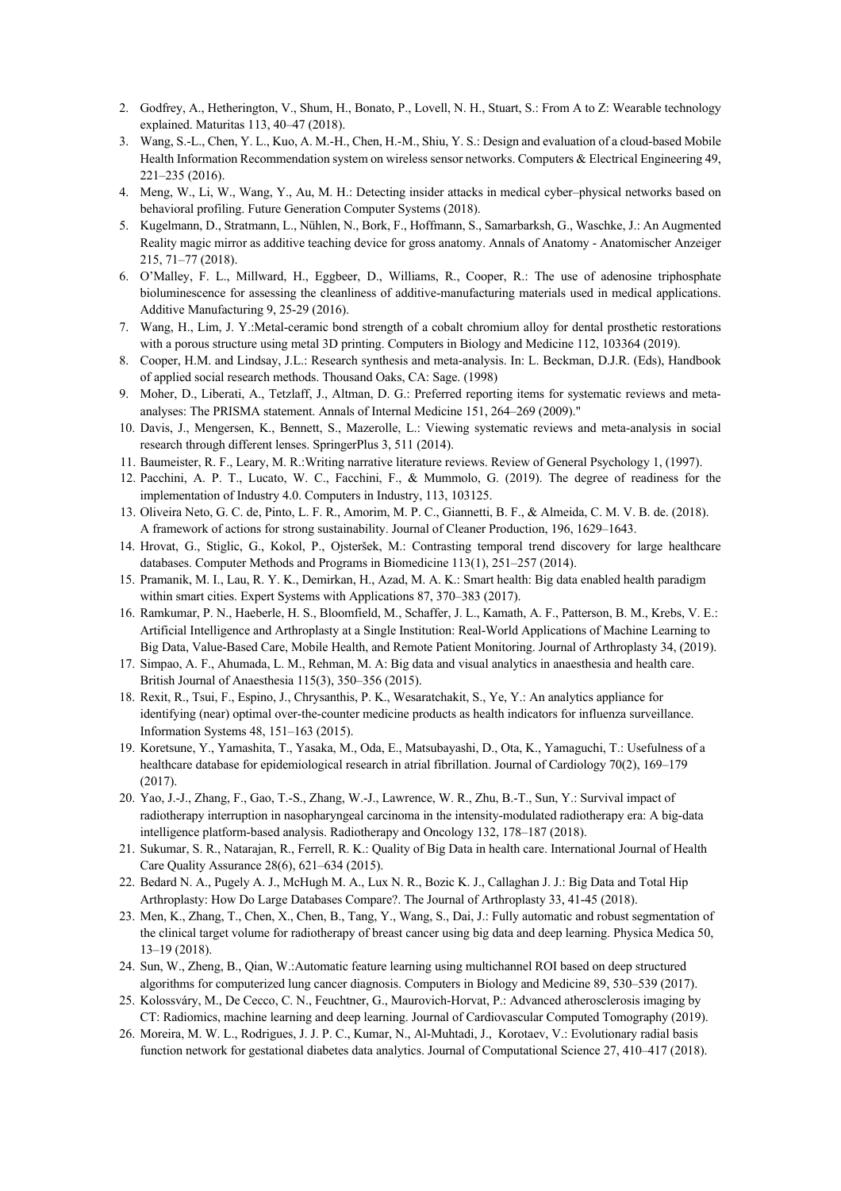2. Godfrey, A., Hetherington, V., Shum, H., Bonato, P., Lovell, N. H., Stuart, S.: From A to Z: Wearable technology explained. Maturitas 113, 40–47 (2018).
3. Wang, S.-L., Chen, Y. L., Kuo, A. M.-H., Chen, H.-M., Shiu, Y. S.: Design and evaluation of a cloud-based Mobile Health Information Recommendation system on wireless sensor networks. Computers & Electrical Engineering 49, 221–235 (2016).
4. Meng, W., Li, W., Wang, Y., Au, M. H.: Detecting insider attacks in medical cyber–physical networks based on behavioral profiling. Future Generation Computer Systems (2018).
5. Kugelmann, D., Stratmann, L., Nühlen, N., Bork, F., Hoffmann, S., Samarbarksh, G., Waschke, J.: An Augmented Reality magic mirror as additive teaching device for gross anatomy. Annals of Anatomy - Anatomischer Anzeiger 215, 71–77 (2018).
6. O'Malley, F. L., Millward, H., Eggbeer, D., Williams, R., Cooper, R.: The use of adenosine triphosphate bioluminescence for assessing the cleanliness of additive-manufacturing materials used in medical applications. Additive Manufacturing 9, 25-29 (2016).
7. Wang, H., Lim, J. Y.:Metal-ceramic bond strength of a cobalt chromium alloy for dental prosthetic restorations with a porous structure using metal 3D printing. Computers in Biology and Medicine 112, 103364 (2019).
8. Cooper, H.M. and Lindsay, J.L.: Research synthesis and meta-analysis. In: L. Beckman, D.J.R. (Eds), Handbook of applied social research methods. Thousand Oaks, CA: Sage. (1998)
9. Moher, D., Liberati, A., Tetzlaff, J., Altman, D. G.: Preferred reporting items for systematic reviews and meta-analyses: The PRISMA statement. Annals of Internal Medicine 151, 264–269 (2009)."
10. Davis, J., Mengersen, K., Bennett, S., Mazerolle, L.: Viewing systematic reviews and meta-analysis in social research through different lenses. SpringerPlus 3, 511 (2014).
11. Baumeister, R. F., Leary, M. R.:Writing narrative literature reviews. Review of General Psychology 1, (1997).
12. Pacchini, A. P. T., Lucato, W. C., Facchini, F., & Mummolo, G. (2019). The degree of readiness for the implementation of Industry 4.0. Computers in Industry, 113, 103125.
13. Oliveira Neto, G. C. de, Pinto, L. F. R., Amorim, M. P. C., Giannetti, B. F., & Almeida, C. M. V. B. de. (2018). A framework of actions for strong sustainability. Journal of Cleaner Production, 196, 1629–1643.
14. Hrovat, G., Stiglic, G., Kokol, P., Ojsteršek, M.: Contrasting temporal trend discovery for large healthcare databases. Computer Methods and Programs in Biomedicine 113(1), 251–257 (2014).
15. Pramanik, M. I., Lau, R. Y. K., Demirkan, H., Azad, M. A. K.: Smart health: Big data enabled health paradigm within smart cities. Expert Systems with Applications 87, 370–383 (2017).
16. Ramkumar, P. N., Haeberle, H. S., Bloomfield, M., Schaffer, J. L., Kamath, A. F., Patterson, B. M., Krebs, V. E.: Artificial Intelligence and Arthroplasty at a Single Institution: Real-World Applications of Machine Learning to Big Data, Value-Based Care, Mobile Health, and Remote Patient Monitoring. Journal of Arthroplasty 34, (2019).
17. Simpao, A. F., Ahumada, L. M., Rehman, M. A: Big data and visual analytics in anaesthesia and health care. British Journal of Anaesthesia 115(3), 350–356 (2015).
18. Rexit, R., Tsui, F., Espino, J., Chrysanthis, P. K., Wesaratchakit, S., Ye, Y.: An analytics appliance for identifying (near) optimal over-the-counter medicine products as health indicators for influenza surveillance. Information Systems 48, 151–163 (2015).
19. Koretsune, Y., Yamashita, T., Yasaka, M., Oda, E., Matsubayashi, D., Ota, K., Yamaguchi, T.: Usefulness of a healthcare database for epidemiological research in atrial fibrillation. Journal of Cardiology 70(2), 169–179 (2017).
20. Yao, J.-J., Zhang, F., Gao, T.-S., Zhang, W.-J., Lawrence, W. R., Zhu, B.-T., Sun, Y.: Survival impact of radiotherapy interruption in nasopharyngeal carcinoma in the intensity-modulated radiotherapy era: A big-data intelligence platform-based analysis. Radiotherapy and Oncology 132, 178–187 (2018).
21. Sukumar, S. R., Natarajan, R., Ferrell, R. K.: Quality of Big Data in health care. International Journal of Health Care Quality Assurance 28(6), 621–634 (2015).
22. Bedard N. A., Pugely A. J., McHugh M. A., Lux N. R., Bozic K. J., Callaghan J. J.: Big Data and Total Hip Arthroplasty: How Do Large Databases Compare?. The Journal of Arthroplasty 33, 41-45 (2018).
23. Men, K., Zhang, T., Chen, X., Chen, B., Tang, Y., Wang, S., Dai, J.: Fully automatic and robust segmentation of the clinical target volume for radiotherapy of breast cancer using big data and deep learning. Physica Medica 50, 13–19 (2018).
24. Sun, W., Zheng, B., Qian, W.:Automatic feature learning using multichannel ROI based on deep structured algorithms for computerized lung cancer diagnosis. Computers in Biology and Medicine 89, 530–539 (2017).
25. Kolossváry, M., De Cecco, C. N., Feuchtner, G., Maurovich-Horvat, P.: Advanced atherosclerosis imaging by CT: Radiomics, machine learning and deep learning. Journal of Cardiovascular Computed Tomography (2019).
26. Moreira, M. W. L., Rodrigues, J. J. P. C., Kumar, N., Al-Muhtadi, J., Korotaev, V.: Evolutionary radial basis function network for gestational diabetes data analytics. Journal of Computational Science 27, 410–417 (2018).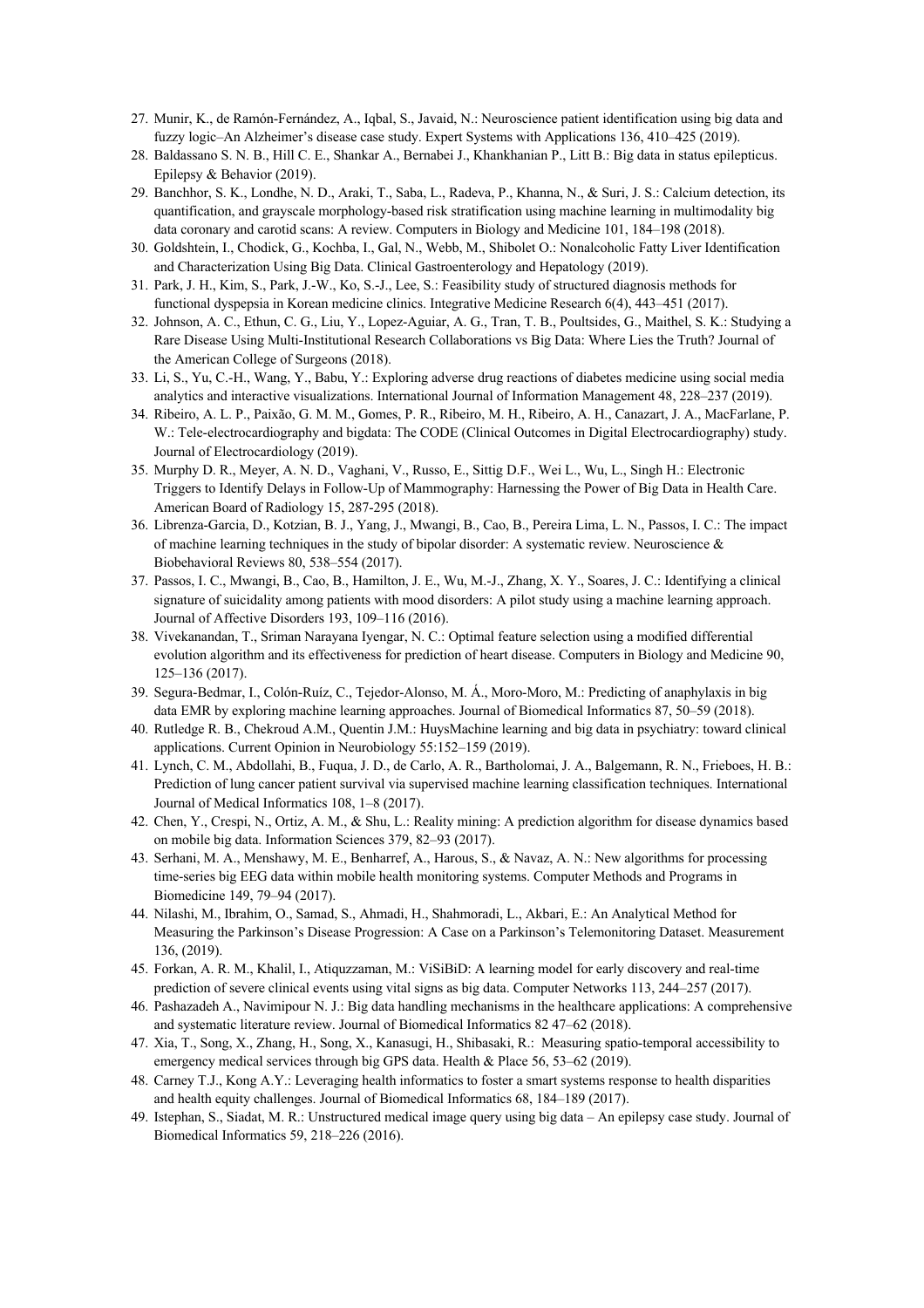27. Munir, K., de Ramón-Fernández, A., Iqbal, S., Javaid, N.: Neuroscience patient identification using big data and fuzzy logic–An Alzheimer's disease case study. Expert Systems with Applications 136, 410–425 (2019).
28. Baldassano S. N. B., Hill C. E., Shankar A., Bernabei J., Khankhanian P., Litt B.: Big data in status epilepticus. Epilepsy & Behavior (2019).
29. Banchhor, S. K., Londhe, N. D., Araki, T., Saba, L., Radeva, P., Khanna, N., & Suri, J. S.: Calcium detection, its quantification, and grayscale morphology-based risk stratification using machine learning in multimodality big data coronary and carotid scans: A review. Computers in Biology and Medicine 101, 184–198 (2018).
30. Goldshtein, I., Chodick, G., Kochba, I., Gal, N., Webb, M., Shibolet O.: Nonalcoholic Fatty Liver Identification and Characterization Using Big Data. Clinical Gastroenterology and Hepatology (2019).
31. Park, J. H., Kim, S., Park, J.-W., Ko, S.-J., Lee, S.: Feasibility study of structured diagnosis methods for functional dyspepsia in Korean medicine clinics. Integrative Medicine Research 6(4), 443–451 (2017).
32. Johnson, A. C., Ethun, C. G., Liu, Y., Lopez-Aguiar, A. G., Tran, T. B., Poultsides, G., Maithel, S. K.: Studying a Rare Disease Using Multi-Institutional Research Collaborations vs Big Data: Where Lies the Truth? Journal of the American College of Surgeons (2018).
33. Li, S., Yu, C.-H., Wang, Y., Babu, Y.: Exploring adverse drug reactions of diabetes medicine using social media analytics and interactive visualizations. International Journal of Information Management 48, 228–237 (2019).
34. Ribeiro, A. L. P., Paixão, G. M. M., Gomes, P. R., Ribeiro, M. H., Ribeiro, A. H., Canazart, J. A., MacFarlane, P. W.: Tele-electrocardiography and bigdata: The CODE (Clinical Outcomes in Digital Electrocardiography) study. Journal of Electrocardiology (2019).
35. Murphy D. R., Meyer, A. N. D., Vaghani, V., Russo, E., Sittig D.F., Wei L., Wu, L., Singh H.: Electronic Triggers to Identify Delays in Follow-Up of Mammography: Harnessing the Power of Big Data in Health Care. American Board of Radiology 15, 287-295 (2018).
36. Librenza-Garcia, D., Kotzian, B. J., Yang, J., Mwangi, B., Cao, B., Pereira Lima, L. N., Passos, I. C.: The impact of machine learning techniques in the study of bipolar disorder: A systematic review. Neuroscience & Biobehavioral Reviews 80, 538–554 (2017).
37. Passos, I. C., Mwangi, B., Cao, B., Hamilton, J. E., Wu, M.-J., Zhang, X. Y., Soares, J. C.: Identifying a clinical signature of suicidality among patients with mood disorders: A pilot study using a machine learning approach. Journal of Affective Disorders 193, 109–116 (2016).
38. Vivekanandan, T., Sriman Narayana Iyengar, N. C.: Optimal feature selection using a modified differential evolution algorithm and its effectiveness for prediction of heart disease. Computers in Biology and Medicine 90, 125–136 (2017).
39. Segura-Bedmar, I., Colón-Ruíz, C., Tejedor-Alonso, M. Á., Moro-Moro, M.: Predicting of anaphylaxis in big data EMR by exploring machine learning approaches. Journal of Biomedical Informatics 87, 50–59 (2018).
40. Rutledge R. B., Chekroud A.M., Quentin J.M.: HuysMachine learning and big data in psychiatry: toward clinical applications. Current Opinion in Neurobiology 55:152–159 (2019).
41. Lynch, C. M., Abdollahi, B., Fuqua, J. D., de Carlo, A. R., Bartholomai, J. A., Balgemann, R. N., Frieboes, H. B.: Prediction of lung cancer patient survival via supervised machine learning classification techniques. International Journal of Medical Informatics 108, 1–8 (2017).
42. Chen, Y., Crespi, N., Ortiz, A. M., & Shu, L.: Reality mining: A prediction algorithm for disease dynamics based on mobile big data. Information Sciences 379, 82–93 (2017).
43. Serhani, M. A., Menshawy, M. E., Benharref, A., Harous, S., & Navaz, A. N.: New algorithms for processing time-series big EEG data within mobile health monitoring systems. Computer Methods and Programs in Biomedicine 149, 79–94 (2017).
44. Nilashi, M., Ibrahim, O., Samad, S., Ahmadi, H., Shahmoradi, L., Akbari, E.: An Analytical Method for Measuring the Parkinson's Disease Progression: A Case on a Parkinson's Telemonitoring Dataset. Measurement 136, (2019).
45. Forkan, A. R. M., Khalil, I., Atiquzzaman, M.: ViSiBiD: A learning model for early discovery and real-time prediction of severe clinical events using vital signs as big data. Computer Networks 113, 244–257 (2017).
46. Pashazadeh A., Navimipour N. J.: Big data handling mechanisms in the healthcare applications: A comprehensive and systematic literature review. Journal of Biomedical Informatics 82 47–62 (2018).
47. Xia, T., Song, X., Zhang, H., Song, X., Kanasugi, H., Shibasaki, R.: Measuring spatio-temporal accessibility to emergency medical services through big GPS data. Health & Place 56, 53–62 (2019).
48. Carney T.J., Kong A.Y.: Leveraging health informatics to foster a smart systems response to health disparities and health equity challenges. Journal of Biomedical Informatics 68, 184–189 (2017).
49. Istephan, S., Siadat, M. R.: Unstructured medical image query using big data – An epilepsy case study. Journal of Biomedical Informatics 59, 218–226 (2016).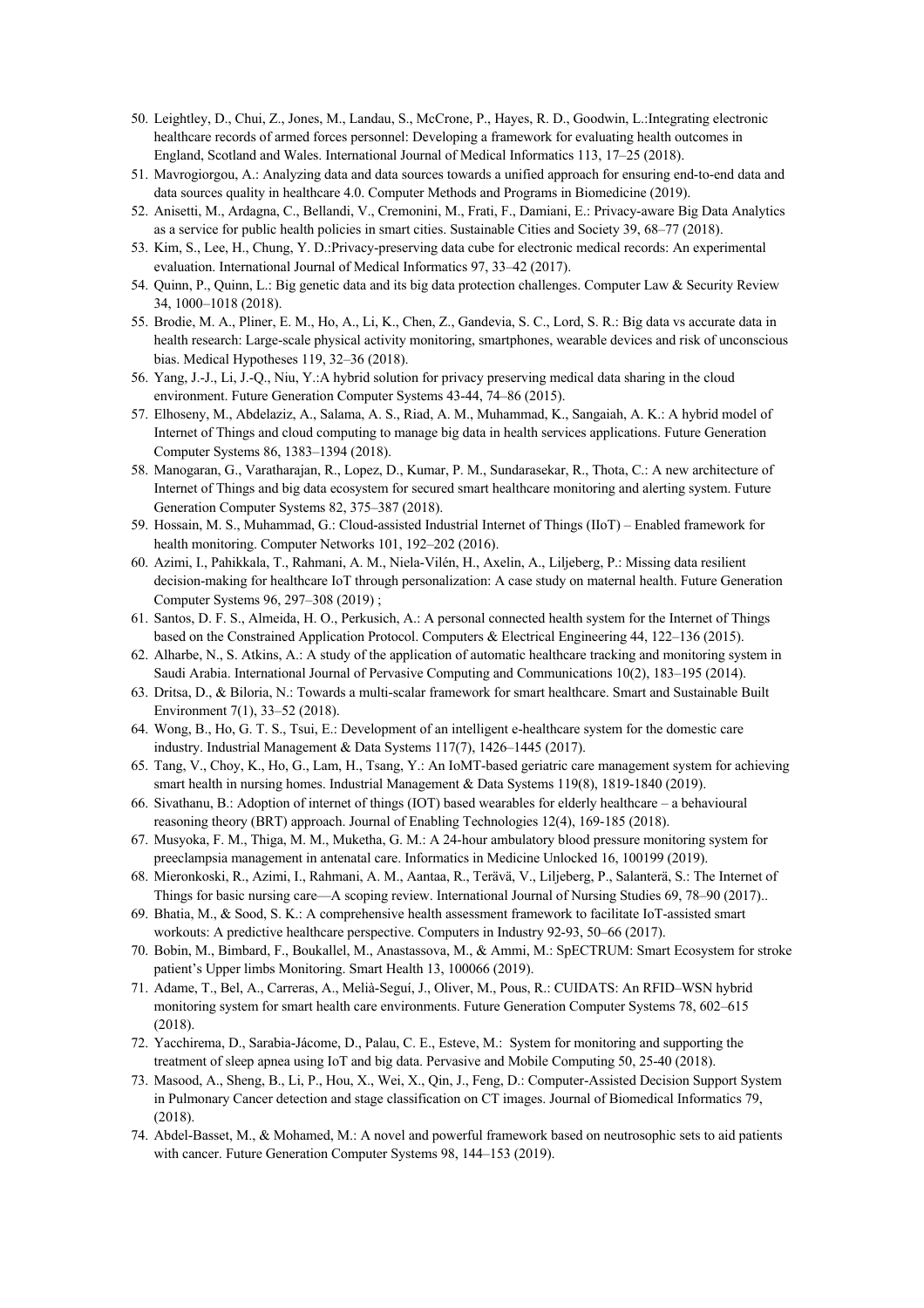50. Leightley, D., Chui, Z., Jones, M., Landau, S., McCrone, P., Hayes, R. D., Goodwin, L.:Integrating electronic healthcare records of armed forces personnel: Developing a framework for evaluating health outcomes in England, Scotland and Wales. International Journal of Medical Informatics 113, 17–25 (2018).
51. Mavrogiorgou, A.: Analyzing data and data sources towards a unified approach for ensuring end-to-end data and data sources quality in healthcare 4.0. Computer Methods and Programs in Biomedicine (2019).
52. Anisetti, M., Ardagna, C., Bellandi, V., Cremonini, M., Frati, F., Damiani, E.: Privacy-aware Big Data Analytics as a service for public health policies in smart cities. Sustainable Cities and Society 39, 68–77 (2018).
53. Kim, S., Lee, H., Chung, Y. D.:Privacy-preserving data cube for electronic medical records: An experimental evaluation. International Journal of Medical Informatics 97, 33–42 (2017).
54. Quinn, P., Quinn, L.: Big genetic data and its big data protection challenges. Computer Law & Security Review 34, 1000–1018 (2018).
55. Brodie, M. A., Pliner, E. M., Ho, A., Li, K., Chen, Z., Gandevia, S. C., Lord, S. R.: Big data vs accurate data in health research: Large-scale physical activity monitoring, smartphones, wearable devices and risk of unconscious bias. Medical Hypotheses 119, 32–36 (2018).
56. Yang, J.-J., Li, J.-Q., Niu, Y.:A hybrid solution for privacy preserving medical data sharing in the cloud environment. Future Generation Computer Systems 43-44, 74–86 (2015).
57. Elhoseny, M., Abdelaziz, A., Salama, A. S., Riad, A. M., Muhammad, K., Sangaiah, A. K.: A hybrid model of Internet of Things and cloud computing to manage big data in health services applications. Future Generation Computer Systems 86, 1383–1394 (2018).
58. Manogaran, G., Varatharajan, R., Lopez, D., Kumar, P. M., Sundarasekar, R., Thota, C.: A new architecture of Internet of Things and big data ecosystem for secured smart healthcare monitoring and alerting system. Future Generation Computer Systems 82, 375–387 (2018).
59. Hossain, M. S., Muhammad, G.: Cloud-assisted Industrial Internet of Things (IIoT) – Enabled framework for health monitoring. Computer Networks 101, 192–202 (2016).
60. Azimi, I., Pahikkala, T., Rahmani, A. M., Niela-Vilén, H., Axelin, A., Liljeberg, P.: Missing data resilient decision-making for healthcare IoT through personalization: A case study on maternal health. Future Generation Computer Systems 96, 297–308 (2019) ;
61. Santos, D. F. S., Almeida, H. O., Perkusich, A.: A personal connected health system for the Internet of Things based on the Constrained Application Protocol. Computers & Electrical Engineering 44, 122–136 (2015).
62. Alharbe, N., S. Atkins, A.: A study of the application of automatic healthcare tracking and monitoring system in Saudi Arabia. International Journal of Pervasive Computing and Communications 10(2), 183–195 (2014).
63. Dritsa, D., & Biloria, N.: Towards a multi-scalar framework for smart healthcare. Smart and Sustainable Built Environment 7(1), 33–52 (2018).
64. Wong, B., Ho, G. T. S., Tsui, E.: Development of an intelligent e-healthcare system for the domestic care industry. Industrial Management & Data Systems 117(7), 1426–1445 (2017).
65. Tang, V., Choy, K., Ho, G., Lam, H., Tsang, Y.: An IoMT-based geriatric care management system for achieving smart health in nursing homes. Industrial Management & Data Systems 119(8), 1819-1840 (2019).
66. Sivathanu, B.: Adoption of internet of things (IOT) based wearables for elderly healthcare – a behavioural reasoning theory (BRT) approach. Journal of Enabling Technologies 12(4), 169-185 (2018).
67. Musyoka, F. M., Thiga, M. M., Muketha, G. M.: A 24-hour ambulatory blood pressure monitoring system for preeclampsia management in antenatal care. Informatics in Medicine Unlocked 16, 100199 (2019).
68. Mieronkoski, R., Azimi, I., Rahmani, A. M., Aantaa, R., Terävä, V., Liljeberg, P., Salanterä, S.: The Internet of Things for basic nursing care—A scoping review. International Journal of Nursing Studies 69, 78–90 (2017)..
69. Bhatia, M., & Sood, S. K.: A comprehensive health assessment framework to facilitate IoT-assisted smart workouts: A predictive healthcare perspective. Computers in Industry 92-93, 50–66 (2017).
70. Bobin, M., Bimbard, F., Boukallel, M., Anastassova, M., & Ammi, M.: SpECTRUM: Smart Ecosystem for stroke patient's Upper limbs Monitoring. Smart Health 13, 100066 (2019).
71. Adame, T., Bel, A., Carreras, A., Melià-Seguí, J., Oliver, M., Pous, R.: CUIDATS: An RFID–WSN hybrid monitoring system for smart health care environments. Future Generation Computer Systems 78, 602–615 (2018).
72. Yacchirema, D., Sarabia-Jácome, D., Palau, C. E., Esteve, M.: System for monitoring and supporting the treatment of sleep apnea using IoT and big data. Pervasive and Mobile Computing 50, 25-40 (2018).
73. Masood, A., Sheng, B., Li, P., Hou, X., Wei, X., Qin, J., Feng, D.: Computer-Assisted Decision Support System in Pulmonary Cancer detection and stage classification on CT images. Journal of Biomedical Informatics 79, (2018).
74. Abdel-Basset, M., & Mohamed, M.: A novel and powerful framework based on neutrosophic sets to aid patients with cancer. Future Generation Computer Systems 98, 144–153 (2019).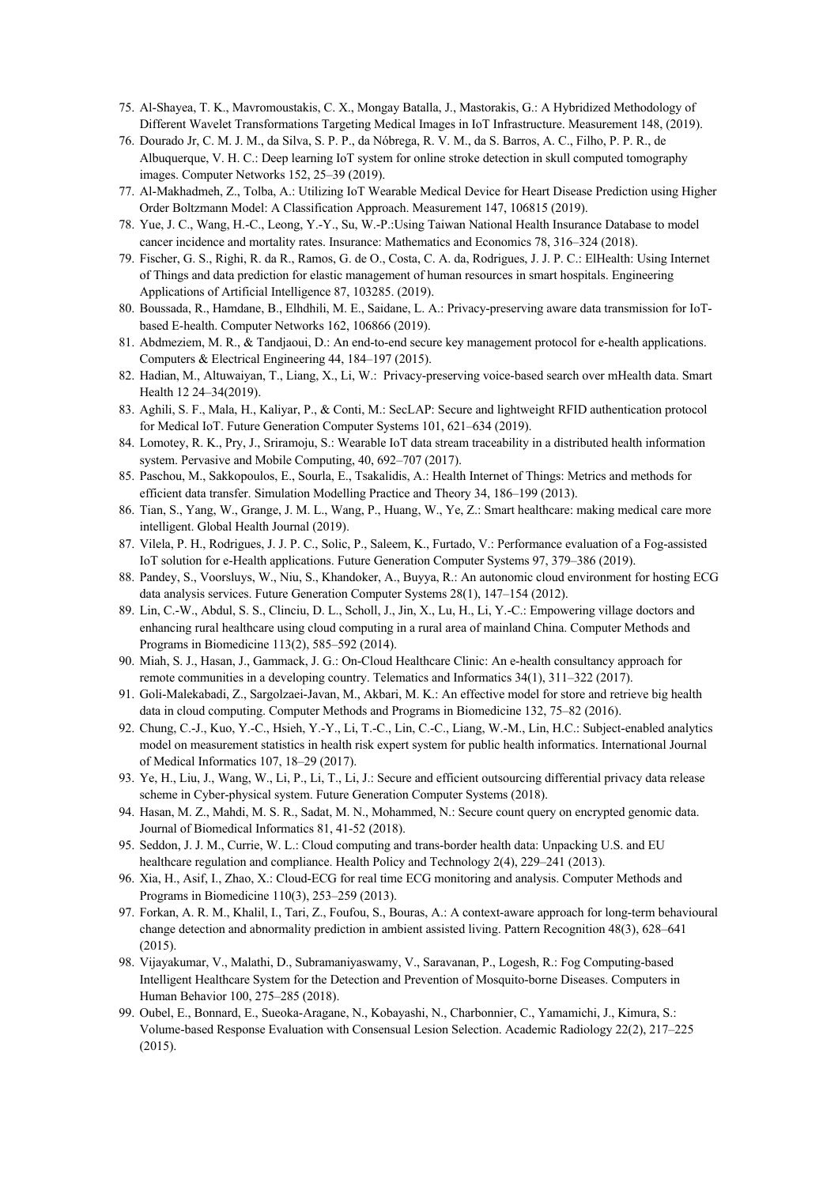75. Al-Shayea, T. K., Mavromoustakis, C. X., Mongay Batalla, J., Mastorakis, G.: A Hybridized Methodology of Different Wavelet Transformations Targeting Medical Images in IoT Infrastructure. Measurement 148, (2019).
76. Dourado Jr, C. M. J. M., da Silva, S. P. P., da Nóbrega, R. V. M., da S. Barros, A. C., Filho, P. P. R., de Albuquerque, V. H. C.: Deep learning IoT system for online stroke detection in skull computed tomography images. Computer Networks 152, 25–39 (2019).
77. Al-Makhadmeh, Z., Tolba, A.: Utilizing IoT Wearable Medical Device for Heart Disease Prediction using Higher Order Boltzmann Model: A Classification Approach. Measurement 147, 106815 (2019).
78. Yue, J. C., Wang, H.-C., Leong, Y.-Y., Su, W.-P.:Using Taiwan National Health Insurance Database to model cancer incidence and mortality rates. Insurance: Mathematics and Economics 78, 316–324 (2018).
79. Fischer, G. S., Righi, R. da R., Ramos, G. de O., Costa, C. A. da, Rodrigues, J. J. P. C.: ElHealth: Using Internet of Things and data prediction for elastic management of human resources in smart hospitals. Engineering Applications of Artificial Intelligence 87, 103285. (2019).
80. Boussada, R., Hamdane, B., Elhdhili, M. E., Saidane, L. A.: Privacy-preserving aware data transmission for IoT-based E-health. Computer Networks 162, 106866 (2019).
81. Abdmeziem, M. R., & Tandjaoui, D.: An end-to-end secure key management protocol for e-health applications. Computers & Electrical Engineering 44, 184–197 (2015).
82. Hadian, M., Altuwaiyan, T., Liang, X., Li, W.: Privacy-preserving voice-based search over mHealth data. Smart Health 12 24–34(2019).
83. Aghili, S. F., Mala, H., Kaliyar, P., & Conti, M.: SecLAP: Secure and lightweight RFID authentication protocol for Medical IoT. Future Generation Computer Systems 101, 621–634 (2019).
84. Lomotey, R. K., Pry, J., Sriramoju, S.: Wearable IoT data stream traceability in a distributed health information system. Pervasive and Mobile Computing, 40, 692–707 (2017).
85. Paschou, M., Sakkopoulos, E., Sourla, E., Tsakalidis, A.: Health Internet of Things: Metrics and methods for efficient data transfer. Simulation Modelling Practice and Theory 34, 186–199 (2013).
86. Tian, S., Yang, W., Grange, J. M. L., Wang, P., Huang, W., Ye, Z.: Smart healthcare: making medical care more intelligent. Global Health Journal (2019).
87. Vilela, P. H., Rodrigues, J. J. P. C., Solic, P., Saleem, K., Furtado, V.: Performance evaluation of a Fog-assisted IoT solution for e-Health applications. Future Generation Computer Systems 97, 379–386 (2019).
88. Pandey, S., Voorsluys, W., Niu, S., Khandoker, A., Buyya, R.: An autonomic cloud environment for hosting ECG data analysis services. Future Generation Computer Systems 28(1), 147–154 (2012).
89. Lin, C.-W., Abdul, S. S., Clinciu, D. L., Scholl, J., Jin, X., Lu, H., Li, Y.-C.: Empowering village doctors and enhancing rural healthcare using cloud computing in a rural area of mainland China. Computer Methods and Programs in Biomedicine 113(2), 585–592 (2014).
90. Miah, S. J., Hasan, J., Gammack, J. G.: On-Cloud Healthcare Clinic: An e-health consultancy approach for remote communities in a developing country. Telematics and Informatics 34(1), 311–322 (2017).
91. Goli-Malekabadi, Z., Sargolzaei-Javan, M., Akbari, M. K.: An effective model for store and retrieve big health data in cloud computing. Computer Methods and Programs in Biomedicine 132, 75–82 (2016).
92. Chung, C.-J., Kuo, Y.-C., Hsieh, Y.-Y., Li, T.-C., Lin, C.-C., Liang, W.-M., Lin, H.C.: Subject-enabled analytics model on measurement statistics in health risk expert system for public health informatics. International Journal of Medical Informatics 107, 18–29 (2017).
93. Ye, H., Liu, J., Wang, W., Li, P., Li, T., Li, J.: Secure and efficient outsourcing differential privacy data release scheme in Cyber-physical system. Future Generation Computer Systems (2018).
94. Hasan, M. Z., Mahdi, M. S. R., Sadat, M. N., Mohammed, N.: Secure count query on encrypted genomic data. Journal of Biomedical Informatics 81, 41-52 (2018).
95. Seddon, J. J. M., Currie, W. L.: Cloud computing and trans-border health data: Unpacking U.S. and EU healthcare regulation and compliance. Health Policy and Technology 2(4), 229–241 (2013).
96. Xia, H., Asif, I., Zhao, X.: Cloud-ECG for real time ECG monitoring and analysis. Computer Methods and Programs in Biomedicine 110(3), 253–259 (2013).
97. Forkan, A. R. M., Khalil, I., Tari, Z., Foufou, S., Bouras, A.: A context-aware approach for long-term behavioural change detection and abnormality prediction in ambient assisted living. Pattern Recognition 48(3), 628–641 (2015).
98. Vijayakumar, V., Malathi, D., Subramaniyaswamy, V., Saravanan, P., Logesh, R.: Fog Computing-based Intelligent Healthcare System for the Detection and Prevention of Mosquito-borne Diseases. Computers in Human Behavior 100, 275–285 (2018).
99. Oubel, E., Bonnard, E., Sueoka-Aragane, N., Kobayashi, N., Charbonnier, C., Yamamichi, J., Kimura, S.: Volume-based Response Evaluation with Consensual Lesion Selection. Academic Radiology 22(2), 217–225 (2015).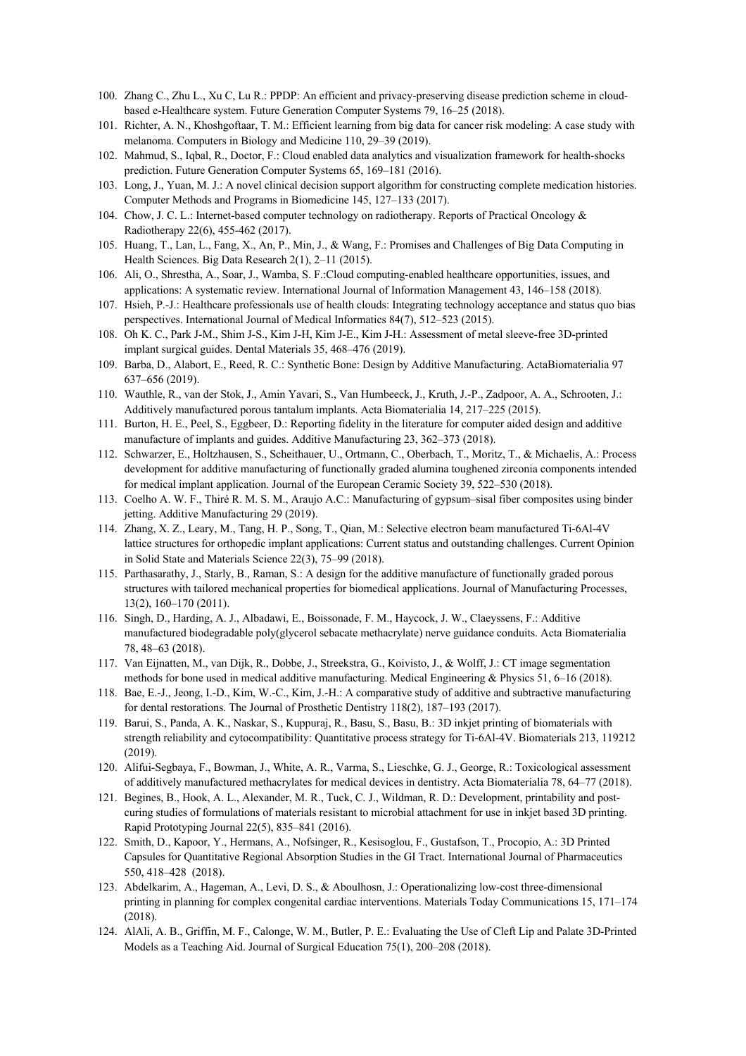100. Zhang C., Zhu L., Xu C, Lu R.: PPDP: An efficient and privacy-preserving disease prediction scheme in cloud-based e-Healthcare system. Future Generation Computer Systems 79, 16–25 (2018).
101. Richter, A. N., Khoshgoftaar, T. M.: Efficient learning from big data for cancer risk modeling: A case study with melanoma. Computers in Biology and Medicine 110, 29–39 (2019).
102. Mahmud, S., Iqbal, R., Doctor, F.: Cloud enabled data analytics and visualization framework for health-shocks prediction. Future Generation Computer Systems 65, 169–181 (2016).
103. Long, J., Yuan, M. J.: A novel clinical decision support algorithm for constructing complete medication histories. Computer Methods and Programs in Biomedicine 145, 127–133 (2017).
104. Chow, J. C. L.: Internet-based computer technology on radiotherapy. Reports of Practical Oncology & Radiotherapy 22(6), 455-462 (2017).
105. Huang, T., Lan, L., Fang, X., An, P., Min, J., & Wang, F.: Promises and Challenges of Big Data Computing in Health Sciences. Big Data Research 2(1), 2–11 (2015).
106. Ali, O., Shrestha, A., Soar, J., Wamba, S. F.:Cloud computing-enabled healthcare opportunities, issues, and applications: A systematic review. International Journal of Information Management 43, 146–158 (2018).
107. Hsieh, P.-J.: Healthcare professionals use of health clouds: Integrating technology acceptance and status quo bias perspectives. International Journal of Medical Informatics 84(7), 512–523 (2015).
108. Oh K. C., Park J-M., Shim J-S., Kim J-H, Kim J-E., Kim J-H.: Assessment of metal sleeve-free 3D-printed implant surgical guides. Dental Materials 35, 468–476 (2019).
109. Barba, D., Alabort, E., Reed, R. C.: Synthetic Bone: Design by Additive Manufacturing. ActaBiomaterialia 97 637–656 (2019).
110. Wauthle, R., van der Stok, J., Amin Yavari, S., Van Humbeeck, J., Kruth, J.-P., Zadpoor, A. A., Schrooten, J.: Additively manufactured porous tantalum implants. Acta Biomaterialia 14, 217–225 (2015).
111. Burton, H. E., Peel, S., Eggbeer, D.: Reporting fidelity in the literature for computer aided design and additive manufacture of implants and guides. Additive Manufacturing 23, 362–373 (2018).
112. Schwarzer, E., Holtzhausen, S., Scheithauer, U., Ortmann, C., Oberbach, T., Moritz, T., & Michaelis, A.: Process development for additive manufacturing of functionally graded alumina toughened zirconia components intended for medical implant application. Journal of the European Ceramic Society 39, 522–530 (2018).
113. Coelho A. W. F., Thiré R. M. S. M., Araujo A.C.: Manufacturing of gypsum–sisal fiber composites using binder jetting. Additive Manufacturing 29 (2019).
114. Zhang, X. Z., Leary, M., Tang, H. P., Song, T., Qian, M.: Selective electron beam manufactured Ti-6Al-4V lattice structures for orthopedic implant applications: Current status and outstanding challenges. Current Opinion in Solid State and Materials Science 22(3), 75–99 (2018).
115. Parthasarathy, J., Starly, B., Raman, S.: A design for the additive manufacture of functionally graded porous structures with tailored mechanical properties for biomedical applications. Journal of Manufacturing Processes, 13(2), 160–170 (2011).
116. Singh, D., Harding, A. J., Albadawi, E., Boissonade, F. M., Haycock, J. W., Claeyssens, F.: Additive manufactured biodegradable poly(glycerol sebacate methacrylate) nerve guidance conduits. Acta Biomaterialia 78, 48–63 (2018).
117. Van Eijnatten, M., van Dijk, R., Dobbe, J., Streekstra, G., Koivisto, J., & Wolff, J.: CT image segmentation methods for bone used in medical additive manufacturing. Medical Engineering & Physics 51, 6–16 (2018).
118. Bae, E.-J., Jeong, I.-D., Kim, W.-C., Kim, J.-H.: A comparative study of additive and subtractive manufacturing for dental restorations. The Journal of Prosthetic Dentistry 118(2), 187–193 (2017).
119. Barui, S., Panda, A. K., Naskar, S., Kuppuraj, R., Basu, S., Basu, B.: 3D inkjet printing of biomaterials with strength reliability and cytocompatibility: Quantitative process strategy for Ti-6Al-4V. Biomaterials 213, 119212 (2019).
120. Alifui-Segbaya, F., Bowman, J., White, A. R., Varma, S., Lieschke, G. J., George, R.: Toxicological assessment of additively manufactured methacrylates for medical devices in dentistry. Acta Biomaterialia 78, 64–77 (2018).
121. Begines, B., Hook, A. L., Alexander, M. R., Tuck, C. J., Wildman, R. D.: Development, printability and post-curing studies of formulations of materials resistant to microbial attachment for use in inkjet based 3D printing. Rapid Prototyping Journal 22(5), 835–841 (2016).
122. Smith, D., Kapoor, Y., Hermans, A., Nofsinger, R., Kesisoglou, F., Gustafson, T., Procopio, A.: 3D Printed Capsules for Quantitative Regional Absorption Studies in the GI Tract. International Journal of Pharmaceutics 550, 418–428 (2018).
123. Abdelkarim, A., Hageman, A., Levi, D. S., & Aboulhosn, J.: Operationalizing low-cost three-dimensional printing in planning for complex congenital cardiac interventions. Materials Today Communications 15, 171–174 (2018).
124. AlAli, A. B., Griffin, M. F., Calonge, W. M., Butler, P. E.: Evaluating the Use of Cleft Lip and Palate 3D-Printed Models as a Teaching Aid. Journal of Surgical Education 75(1), 200–208 (2018).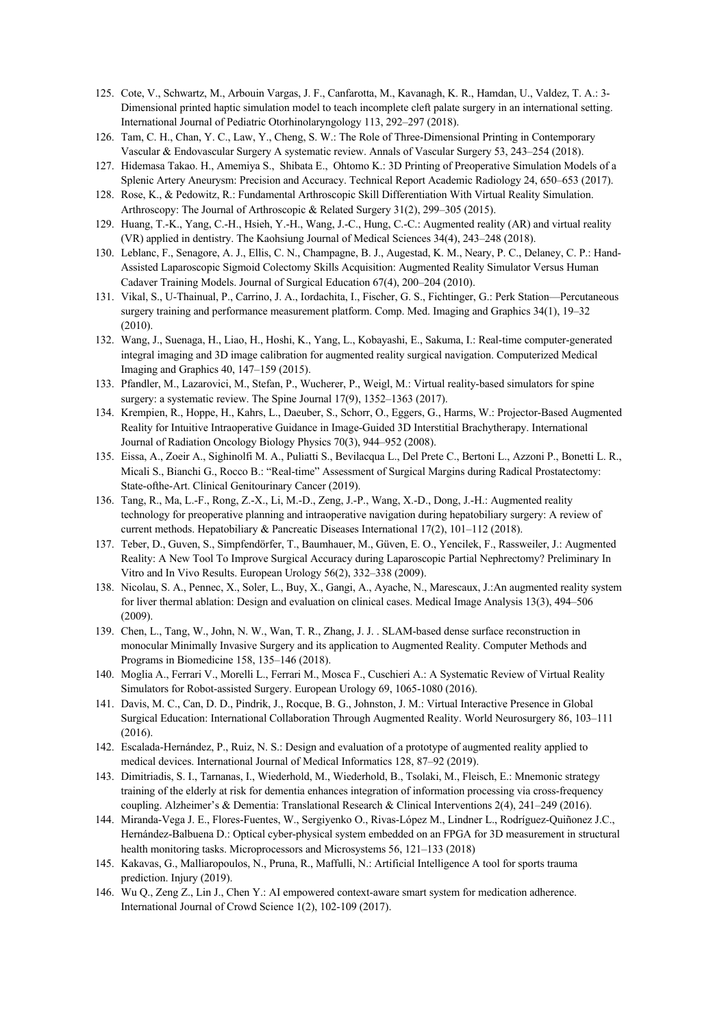125. Cote, V., Schwartz, M., Arbouin Vargas, J. F., Canfarotta, M., Kavanagh, K. R., Hamdan, U., Valdez, T. A.: 3-Dimensional printed haptic simulation model to teach incomplete cleft palate surgery in an international setting. International Journal of Pediatric Otorhinolaryngology 113, 292–297 (2018).
126. Tam, C. H., Chan, Y. C., Law, Y., Cheng, S. W.: The Role of Three-Dimensional Printing in Contemporary Vascular & Endovascular Surgery A systematic review. Annals of Vascular Surgery 53, 243–254 (2018).
127. Hidemasa Takao. H., Amemiya S., Shibata E., Ohtomo K.: 3D Printing of Preoperative Simulation Models of a Splenic Artery Aneurysm: Precision and Accuracy. Technical Report Academic Radiology 24, 650–653 (2017).
128. Rose, K., & Pedowitz, R.: Fundamental Arthroscopic Skill Differentiation With Virtual Reality Simulation. Arthroscopy: The Journal of Arthroscopic & Related Surgery 31(2), 299–305 (2015).
129. Huang, T.-K., Yang, C.-H., Hsieh, Y.-H., Wang, J.-C., Hung, C.-C.: Augmented reality (AR) and virtual reality (VR) applied in dentistry. The Kaohsiung Journal of Medical Sciences 34(4), 243–248 (2018).
130. Leblanc, F., Senagore, A. J., Ellis, C. N., Champagne, B. J., Augestad, K. M., Neary, P. C., Delaney, C. P.: Hand-Assisted Laparoscopic Sigmoid Colectomy Skills Acquisition: Augmented Reality Simulator Versus Human Cadaver Training Models. Journal of Surgical Education 67(4), 200–204 (2010).
131. Vikal, S., U-Thainual, P., Carrino, J. A., Iordachita, I., Fischer, G. S., Fichtinger, G.: Perk Station—Percutaneous surgery training and performance measurement platform. Comp. Med. Imaging and Graphics 34(1), 19–32 (2010).
132. Wang, J., Suenaga, H., Liao, H., Hoshi, K., Yang, L., Kobayashi, E., Sakuma, I.: Real-time computer-generated integral imaging and 3D image calibration for augmented reality surgical navigation. Computerized Medical Imaging and Graphics 40, 147–159 (2015).
133. Pfandler, M., Lazarovici, M., Stefan, P., Wucherer, P., Weigl, M.: Virtual reality-based simulators for spine surgery: a systematic review. The Spine Journal 17(9), 1352–1363 (2017).
134. Krempien, R., Hoppe, H., Kahrs, L., Daeuber, S., Schorr, O., Eggers, G., Harms, W.: Projector-Based Augmented Reality for Intuitive Intraoperative Guidance in Image-Guided 3D Interstitial Brachytherapy. International Journal of Radiation Oncology Biology Physics 70(3), 944–952 (2008).
135. Eissa, A., Zoeir A., Sighinolfi M. A., Puliatti S., Bevilacqua L., Del Prete C., Bertoni L., Azzoni P., Bonetti L. R., Micali S., Bianchi G., Rocco B.: "Real-time" Assessment of Surgical Margins during Radical Prostatectomy: State-ofthe-Art. Clinical Genitourinary Cancer (2019).
136. Tang, R., Ma, L.-F., Rong, Z.-X., Li, M.-D., Zeng, J.-P., Wang, X.-D., Dong, J.-H.: Augmented reality technology for preoperative planning and intraoperative navigation during hepatobiliary surgery: A review of current methods. Hepatobiliary & Pancreatic Diseases International 17(2), 101–112 (2018).
137. Teber, D., Guven, S., Simpfendörfer, T., Baumhauer, M., Güven, E. O., Yencilek, F., Rassweiler, J.: Augmented Reality: A New Tool To Improve Surgical Accuracy during Laparoscopic Partial Nephrectomy? Preliminary In Vitro and In Vivo Results. European Urology 56(2), 332–338 (2009).
138. Nicolau, S. A., Pennec, X., Soler, L., Buy, X., Gangi, A., Ayache, N., Marescaux, J.:An augmented reality system for liver thermal ablation: Design and evaluation on clinical cases. Medical Image Analysis 13(3), 494–506 (2009).
139. Chen, L., Tang, W., John, N. W., Wan, T. R., Zhang, J. J. . SLAM-based dense surface reconstruction in monocular Minimally Invasive Surgery and its application to Augmented Reality. Computer Methods and Programs in Biomedicine 158, 135–146 (2018).
140. Moglia A., Ferrari V., Morelli L., Ferrari M., Mosca F., Cuschieri A.: A Systematic Review of Virtual Reality Simulators for Robot-assisted Surgery. European Urology 69, 1065-1080 (2016).
141. Davis, M. C., Can, D. D., Pindrik, J., Rocque, B. G., Johnston, J. M.: Virtual Interactive Presence in Global Surgical Education: International Collaboration Through Augmented Reality. World Neurosurgery 86, 103–111 (2016).
142. Escalada-Hernández, P., Ruiz, N. S.: Design and evaluation of a prototype of augmented reality applied to medical devices. International Journal of Medical Informatics 128, 87–92 (2019).
143. Dimitriadis, S. I., Tarnanas, I., Wiederhold, M., Wiederhold, B., Tsolaki, M., Fleisch, E.: Mnemonic strategy training of the elderly at risk for dementia enhances integration of information processing via cross-frequency coupling. Alzheimer's & Dementia: Translational Research & Clinical Interventions 2(4), 241–249 (2016).
144. Miranda-Vega J. E., Flores-Fuentes, W., Sergiyenko O., Rivas-López M., Lindner L., Rodríguez-Quiñonez J.C., Hernández-Balbuena D.: Optical cyber-physical system embedded on an FPGA for 3D measurement in structural health monitoring tasks. Microprocessors and Microsystems 56, 121–133 (2018)
145. Kakavas, G., Malliaropoulos, N., Pruna, R., Maffulli, N.: Artificial Intelligence A tool for sports trauma prediction. Injury (2019).
146. Wu Q., Zeng Z., Lin J., Chen Y.: AI empowered context-aware smart system for medication adherence. International Journal of Crowd Science 1(2), 102-109 (2017).